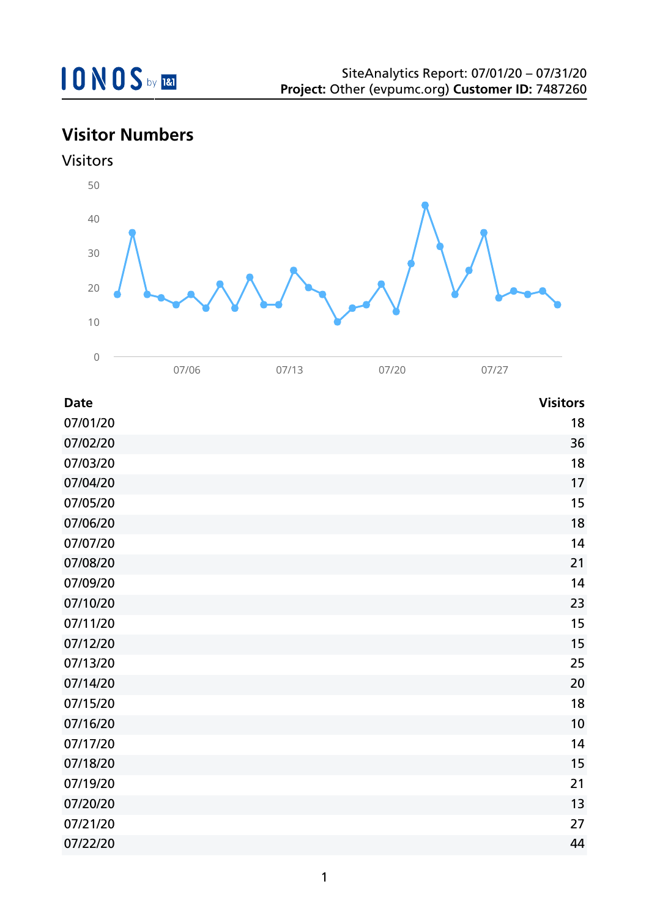SiteAnalytics Report: 07/01/20 – 07/31/20
**Project:** Other (evpumc.org) **Customer ID:** 7487260

## Visitor Numbers

### Visitors

| Date | Visitors |
|---|---|
| 07/01/20 | 18 |
| 07/02/20 | 36 |
| 07/03/20 | 18 |
| 07/04/20 | 17 |
| 07/05/20 | 15 |
| 07/06/20 | 18 |
| 07/07/20 | 14 |
| 07/08/20 | 21 |
| 07/09/20 | 14 |
| 07/10/20 | 23 |
| 07/11/20 | 15 |
| 07/12/20 | 15 |
| 07/13/20 | 25 |
| 07/14/20 | 20 |
| 07/15/20 | 18 |
| 07/16/20 | 10 |
| 07/17/20 | 14 |
| 07/18/20 | 15 |
| 07/19/20 | 21 |
| 07/20/20 | 13 |
| 07/21/20 | 27 |
| 07/22/20 | 44 |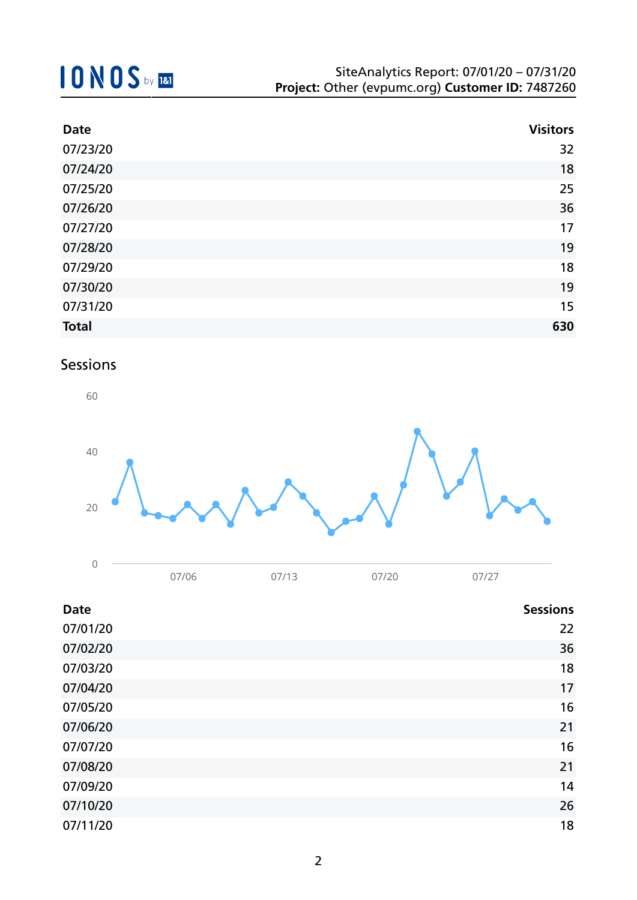| Date | Visitors |
|---|---|
| 07/23/20 | 32 |
| 07/24/20 | 18 |
| 07/25/20 | 25 |
| 07/26/20 | 36 |
| 07/27/20 | 17 |
| 07/28/20 | 19 |
| 07/29/20 | 18 |
| 07/30/20 | 19 |
| 07/31/20 | 15 |
| **Total** | **630** |

## Sessions

| Date | Sessions |
|---|---|
| 07/01/20 | 22 |
| 07/02/20 | 36 |
| 07/03/20 | 18 |
| 07/04/20 | 17 |
| 07/05/20 | 16 |
| 07/06/20 | 21 |
| 07/07/20 | 16 |
| 07/08/20 | 21 |
| 07/09/20 | 14 |
| 07/10/20 | 26 |
| 07/11/20 | 18 |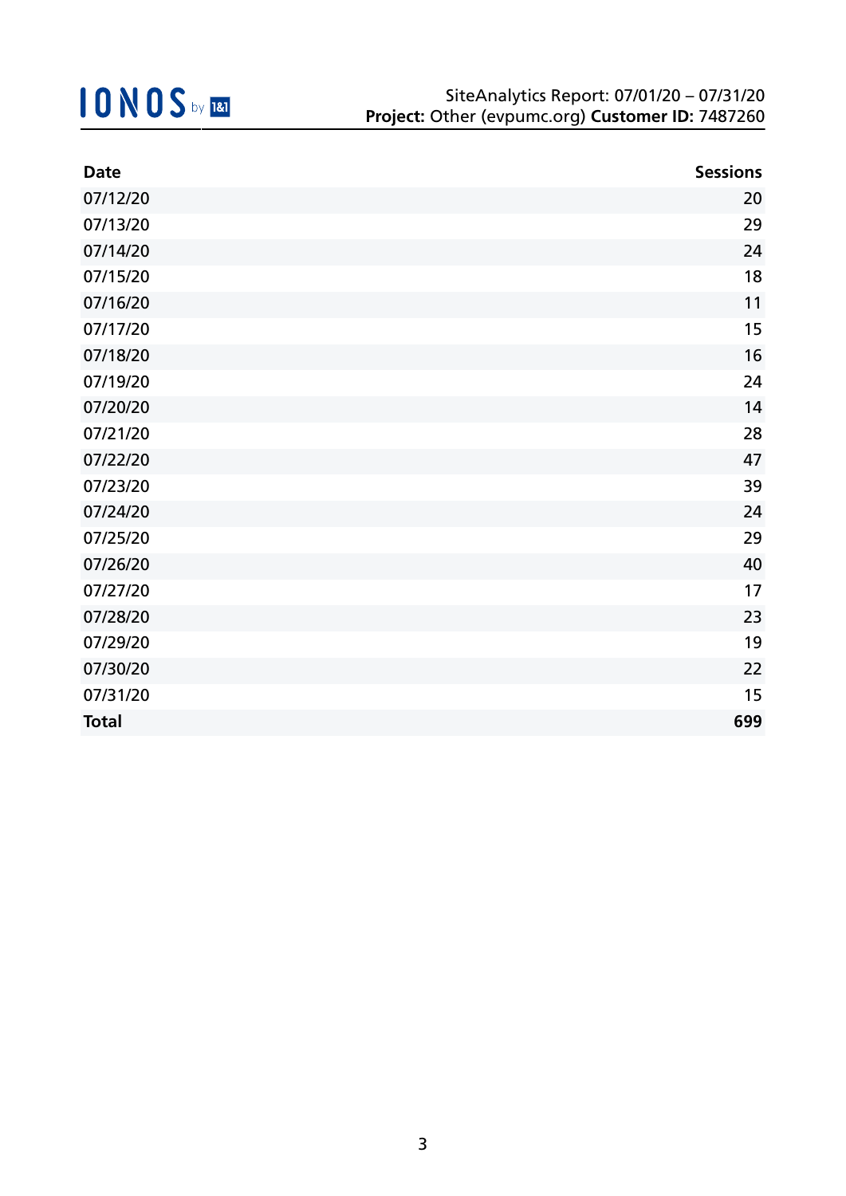SiteAnalytics Report: 07/01/20 – 07/31/20
**Project:** Other (evpumc.org) **Customer ID:** 7487260

| Date | Sessions |
|---|---:|
| 07/12/20 | 20 |
| 07/13/20 | 29 |
| 07/14/20 | 24 |
| 07/15/20 | 18 |
| 07/16/20 | 11 |
| 07/17/20 | 15 |
| 07/18/20 | 16 |
| 07/19/20 | 24 |
| 07/20/20 | 14 |
| 07/21/20 | 28 |
| 07/22/20 | 47 |
| 07/23/20 | 39 |
| 07/24/20 | 24 |
| 07/25/20 | 29 |
| 07/26/20 | 40 |
| 07/27/20 | 17 |
| 07/28/20 | 23 |
| 07/29/20 | 19 |
| 07/30/20 | 22 |
| 07/31/20 | 15 |
| **Total** | **699** |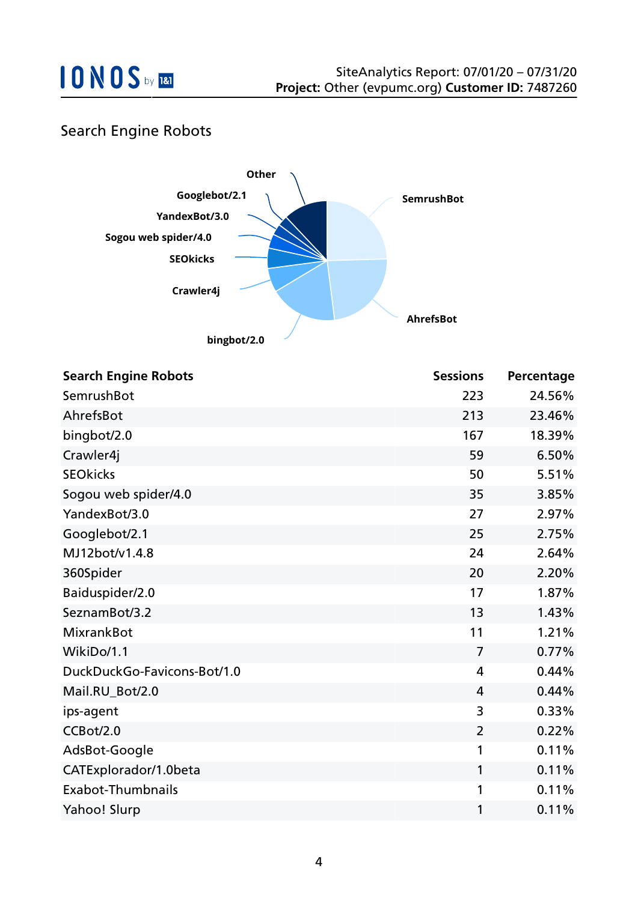## Search Engine Robots

| Search Engine Robots | Sessions | Percentage |
| --- | --- | --- |
| SemrushBot | 223 | 24.56% |
| AhrefsBot | 213 | 23.46% |
| bingbot/2.0 | 167 | 18.39% |
| Crawler4j | 59 | 6.50% |
| SEOkicks | 50 | 5.51% |
| Sogou web spider/4.0 | 35 | 3.85% |
| YandexBot/3.0 | 27 | 2.97% |
| Googlebot/2.1 | 25 | 2.75% |
| MJ12bot/v1.4.8 | 24 | 2.64% |
| 360Spider | 20 | 2.20% |
| Baiduspider/2.0 | 17 | 1.87% |
| SeznamBot/3.2 | 13 | 1.43% |
| MixrankBot | 11 | 1.21% |
| WikiDo/1.1 | 7 | 0.77% |
| DuckDuckGo-Favicons-Bot/1.0 | 4 | 0.44% |
| Mail.RU_Bot/2.0 | 4 | 0.44% |
| ips-agent | 3 | 0.33% |
| CCBot/2.0 | 2 | 0.22% |
| AdsBot-Google | 1 | 0.11% |
| CATExplorador/1.0beta | 1 | 0.11% |
| Exabot-Thumbnails | 1 | 0.11% |
| Yahoo! Slurp | 1 | 0.11% |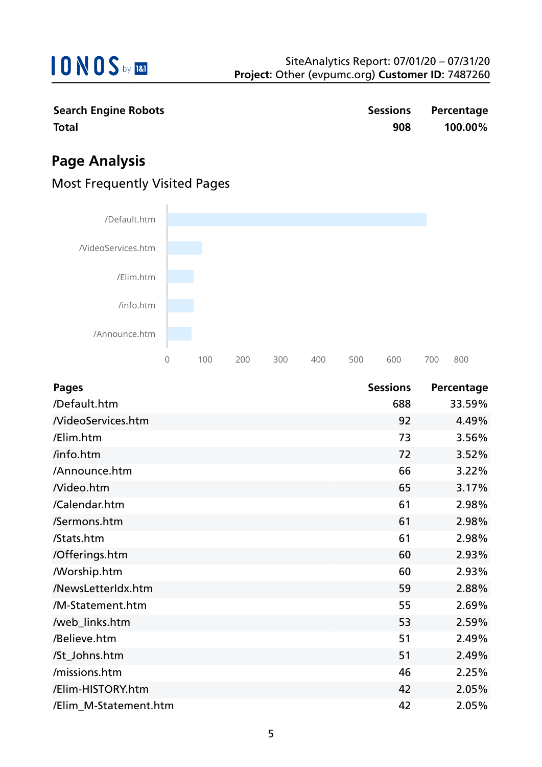| Search Engine Robots | Sessions | Percentage |
|---|---|---|
| **Total** | **908** | **100.00%** |

## Page Analysis

### Most Frequently Visited Pages

| Pages | Sessions | Percentage |
|---|---|---|
| /Default.htm | 688 | 33.59% |
| /VideoServices.htm | 92 | 4.49% |
| /Elim.htm | 73 | 3.56% |
| /info.htm | 72 | 3.52% |
| /Announce.htm | 66 | 3.22% |
| /Video.htm | 65 | 3.17% |
| /Calendar.htm | 61 | 2.98% |
| /Sermons.htm | 61 | 2.98% |
| /Stats.htm | 61 | 2.98% |
| /Offerings.htm | 60 | 2.93% |
| /Worship.htm | 60 | 2.93% |
| /NewsLetterIdx.htm | 59 | 2.88% |
| /M-Statement.htm | 55 | 2.69% |
| /web_links.htm | 53 | 2.59% |
| /Believe.htm | 51 | 2.49% |
| /St_Johns.htm | 51 | 2.49% |
| /missions.htm | 46 | 2.25% |
| /Elim-HISTORY.htm | 42 | 2.05% |
| /Elim_M-Statement.htm | 42 | 2.05% |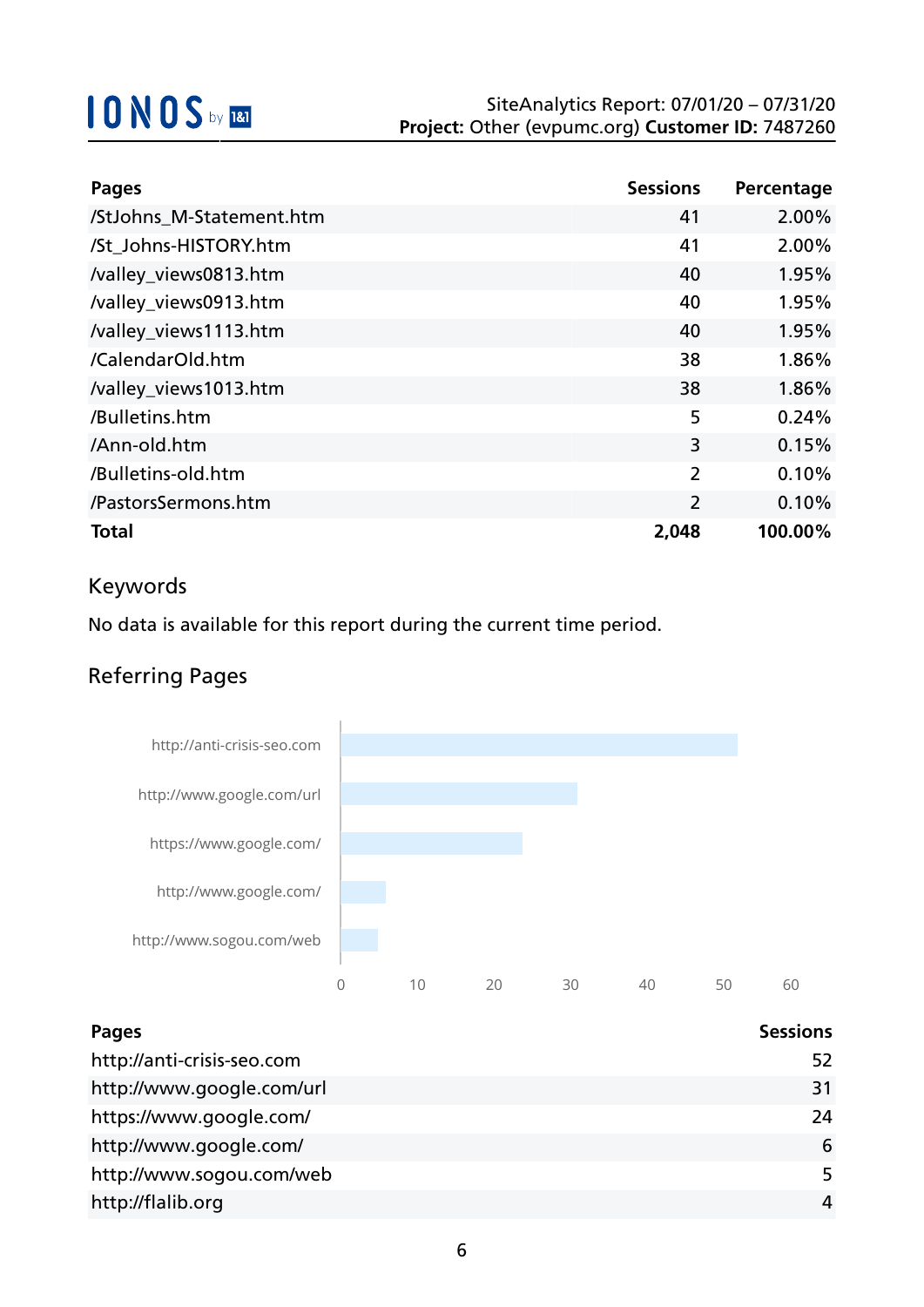| Pages | Sessions | Percentage |
|---|---|---|
| /StJohns_M-Statement.htm | 41 | 2.00% |
| /St_Johns-HISTORY.htm | 41 | 2.00% |
| /valley_views0813.htm | 40 | 1.95% |
| /valley_views0913.htm | 40 | 1.95% |
| /valley_views1113.htm | 40 | 1.95% |
| /CalendarOld.htm | 38 | 1.86% |
| /valley_views1013.htm | 38 | 1.86% |
| /Bulletins.htm | 5 | 0.24% |
| /Ann-old.htm | 3 | 0.15% |
| /Bulletins-old.htm | 2 | 0.10% |
| /PastorsSermons.htm | 2 | 0.10% |
| **Total** | **2,048** | **100.00%** |

## Keywords

No data is available for this report during the current time period.

## Referring Pages

| Pages | Sessions |
|---|---|
| http://anti-crisis-seo.com | 52 |
| http://www.google.com/url | 31 |
| https://www.google.com/ | 24 |
| http://www.google.com/ | 6 |
| http://www.sogou.com/web | 5 |
| http://flalib.org | 4 |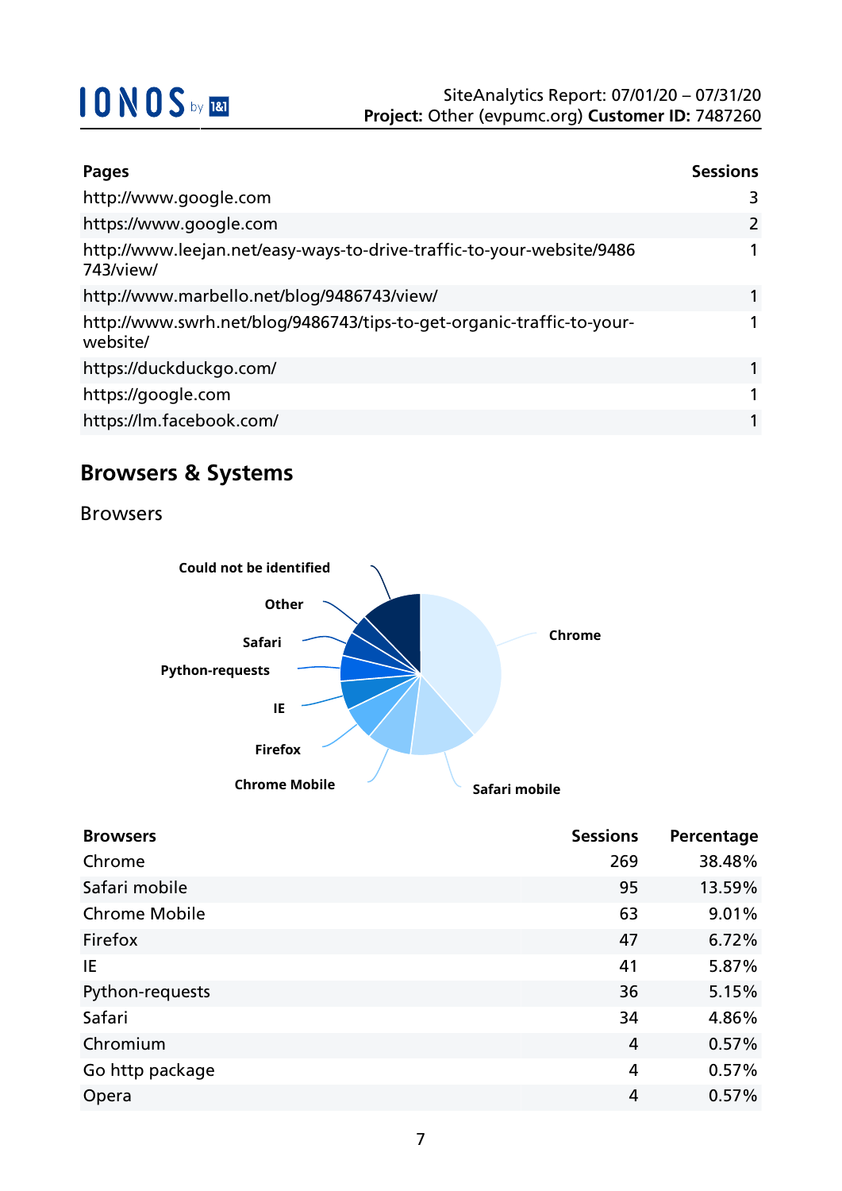| Pages | Sessions |
|---|---|
| http://www.google.com | 3 |
| https://www.google.com | 2 |
| http://www.leejan.net/easy-ways-to-drive-traffic-to-your-website/9486743/view/ | 1 |
| http://www.marbello.net/blog/9486743/view/ | 1 |
| http://www.swrh.net/blog/9486743/tips-to-get-organic-traffic-to-your-website/ | 1 |
| https://duckduckgo.com/ | 1 |
| https://google.com | 1 |
| https://lm.facebook.com/ | 1 |

## Browsers & Systems

### Browsers

| Browsers | Sessions | Percentage |
|---|---|---|
| Chrome | 269 | 38.48% |
| Safari mobile | 95 | 13.59% |
| Chrome Mobile | 63 | 9.01% |
| Firefox | 47 | 6.72% |
| IE | 41 | 5.87% |
| Python-requests | 36 | 5.15% |
| Safari | 34 | 4.86% |
| Chromium | 4 | 0.57% |
| Go http package | 4 | 0.57% |
| Opera | 4 | 0.57% |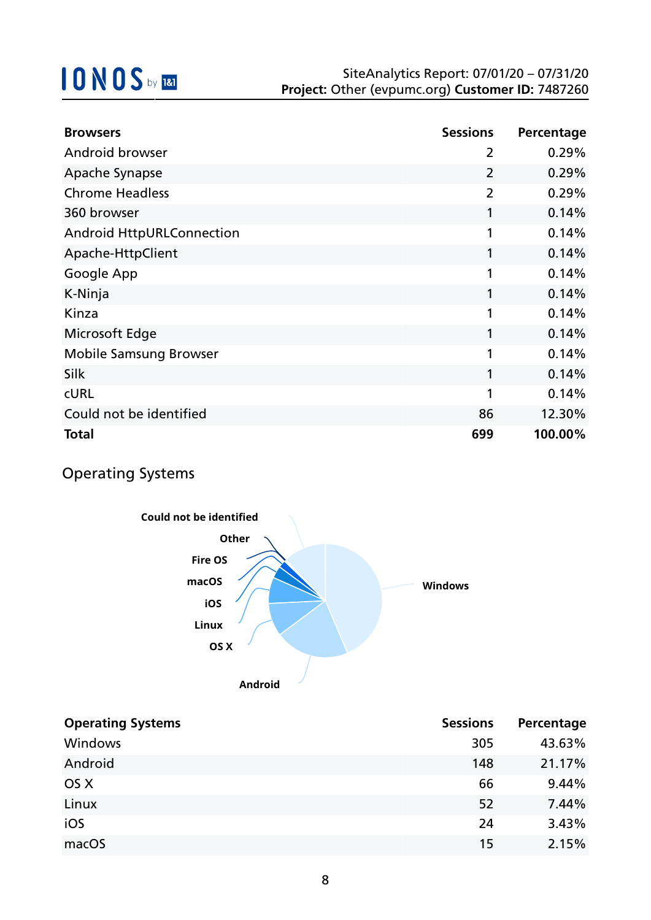| Browsers | Sessions | Percentage |
|---|---|---|
| Android browser | 2 | 0.29% |
| Apache Synapse | 2 | 0.29% |
| Chrome Headless | 2 | 0.29% |
| 360 browser | 1 | 0.14% |
| Android HttpURLConnection | 1 | 0.14% |
| Apache-HttpClient | 1 | 0.14% |
| Google App | 1 | 0.14% |
| K-Ninja | 1 | 0.14% |
| Kinza | 1 | 0.14% |
| Microsoft Edge | 1 | 0.14% |
| Mobile Samsung Browser | 1 | 0.14% |
| Silk | 1 | 0.14% |
| cURL | 1 | 0.14% |
| Could not be identified | 86 | 12.30% |
| **Total** | **699** | **100.00%** |

## Operating Systems

Could not be identified
Other
Fire OS
macOS
iOS
Linux
OS X
Android
Windows

| Operating Systems | Sessions | Percentage |
|---|---|---|
| Windows | 305 | 43.63% |
| Android | 148 | 21.17% |
| OS X | 66 | 9.44% |
| Linux | 52 | 7.44% |
| iOS | 24 | 3.43% |
| macOS | 15 | 2.15% |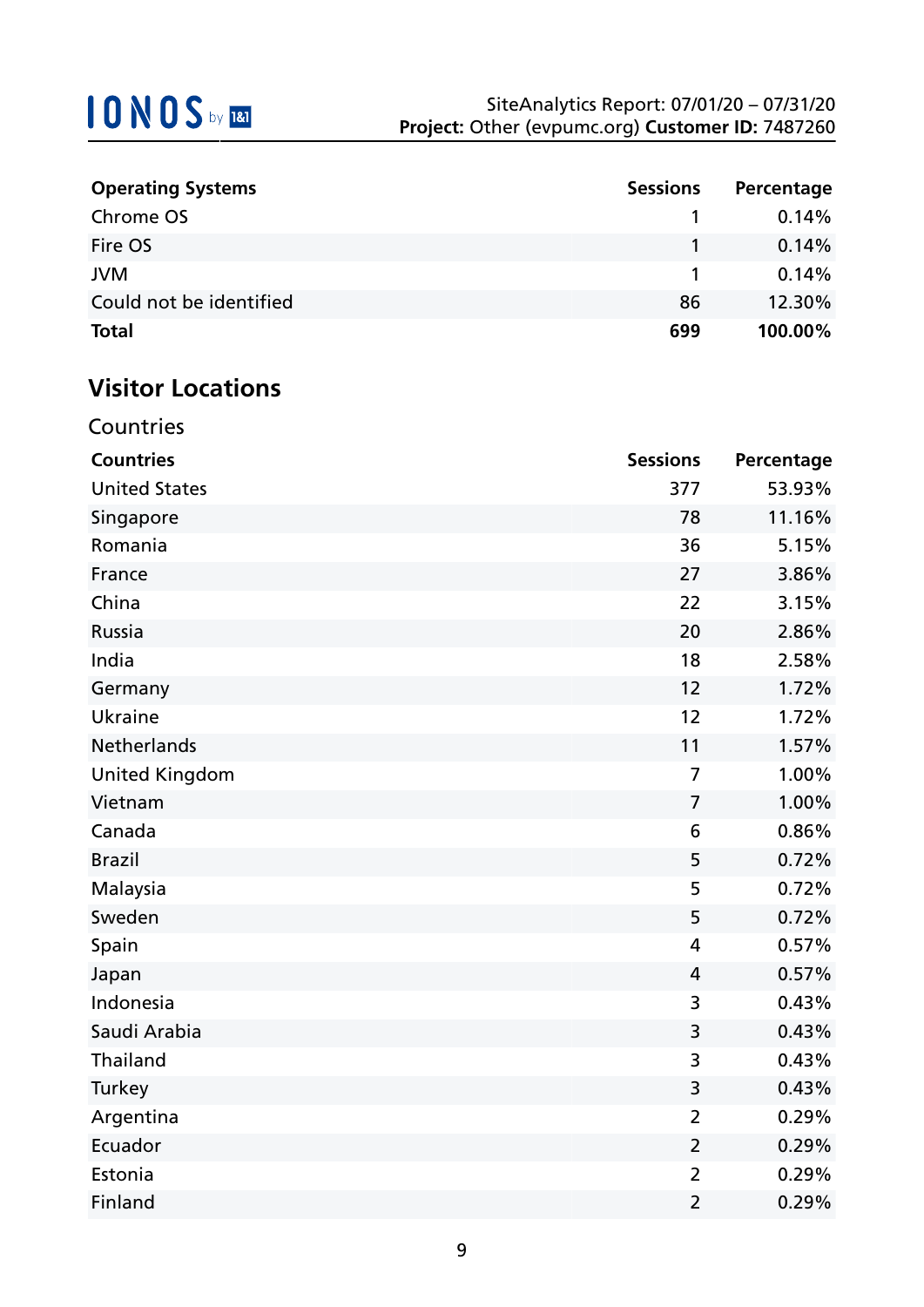| Operating Systems | Sessions | Percentage |
|---|---|---|
| Chrome OS | 1 | 0.14% |
| Fire OS | 1 | 0.14% |
| JVM | 1 | 0.14% |
| Could not be identified | 86 | 12.30% |
| **Total** | **699** | **100.00%** |

## Visitor Locations

### Countries

| Countries | Sessions | Percentage |
|---|---|---|
| United States | 377 | 53.93% |
| Singapore | 78 | 11.16% |
| Romania | 36 | 5.15% |
| France | 27 | 3.86% |
| China | 22 | 3.15% |
| Russia | 20 | 2.86% |
| India | 18 | 2.58% |
| Germany | 12 | 1.72% |
| Ukraine | 12 | 1.72% |
| Netherlands | 11 | 1.57% |
| United Kingdom | 7 | 1.00% |
| Vietnam | 7 | 1.00% |
| Canada | 6 | 0.86% |
| Brazil | 5 | 0.72% |
| Malaysia | 5 | 0.72% |
| Sweden | 5 | 0.72% |
| Spain | 4 | 0.57% |
| Japan | 4 | 0.57% |
| Indonesia | 3 | 0.43% |
| Saudi Arabia | 3 | 0.43% |
| Thailand | 3 | 0.43% |
| Turkey | 3 | 0.43% |
| Argentina | 2 | 0.29% |
| Ecuador | 2 | 0.29% |
| Estonia | 2 | 0.29% |
| Finland | 2 | 0.29% |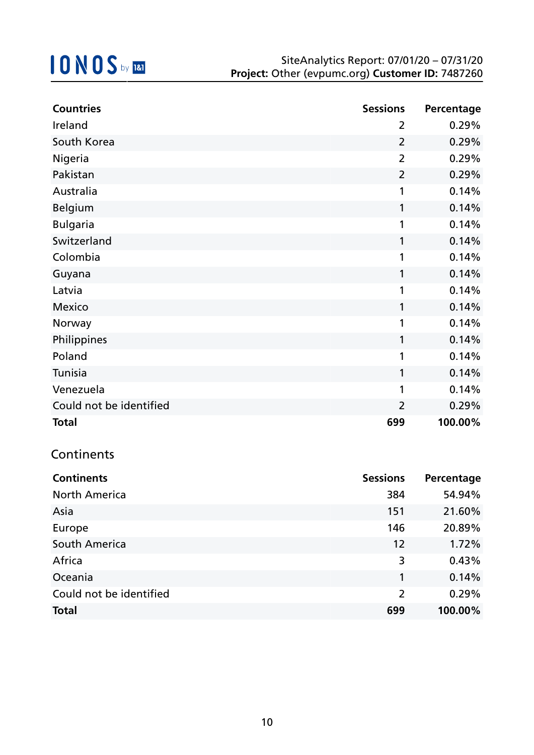| Countries | Sessions | Percentage |
|---|---|---|
| Ireland | 2 | 0.29% |
| South Korea | 2 | 0.29% |
| Nigeria | 2 | 0.29% |
| Pakistan | 2 | 0.29% |
| Australia | 1 | 0.14% |
| Belgium | 1 | 0.14% |
| Bulgaria | 1 | 0.14% |
| Switzerland | 1 | 0.14% |
| Colombia | 1 | 0.14% |
| Guyana | 1 | 0.14% |
| Latvia | 1 | 0.14% |
| Mexico | 1 | 0.14% |
| Norway | 1 | 0.14% |
| Philippines | 1 | 0.14% |
| Poland | 1 | 0.14% |
| Tunisia | 1 | 0.14% |
| Venezuela | 1 | 0.14% |
| Could not be identified | 2 | 0.29% |
| **Total** | **699** | **100.00%** |

## Continents

| Continents | Sessions | Percentage |
|---|---|---|
| North America | 384 | 54.94% |
| Asia | 151 | 21.60% |
| Europe | 146 | 20.89% |
| South America | 12 | 1.72% |
| Africa | 3 | 0.43% |
| Oceania | 1 | 0.14% |
| Could not be identified | 2 | 0.29% |
| **Total** | **699** | **100.00%** |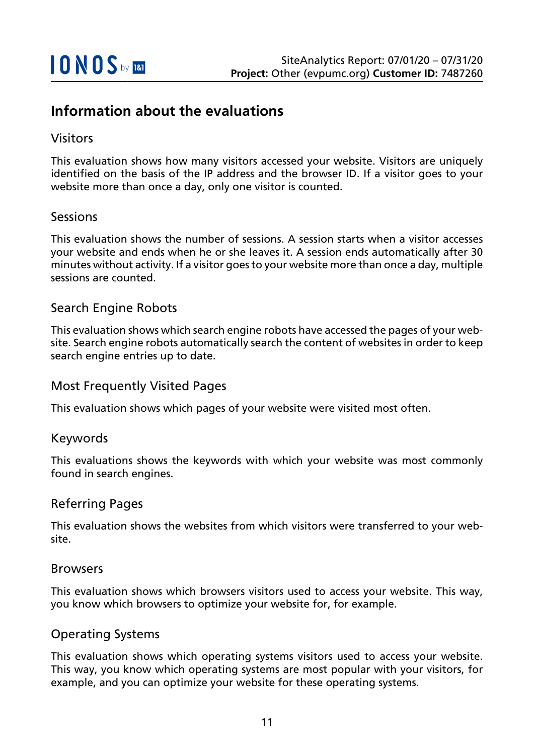# Information about the evaluations

## Visitors

This evaluation shows how many visitors accessed your website. Visitors are uniquely identified on the basis of the IP address and the browser ID. If a visitor goes to your website more than once a day, only one visitor is counted.

## Sessions

This evaluation shows the number of sessions. A session starts when a visitor accesses your website and ends when he or she leaves it. A session ends automatically after 30 minutes without activity. If a visitor goes to your website more than once a day, multiple sessions are counted.

## Search Engine Robots

This evaluation shows which search engine robots have accessed the pages of your website. Search engine robots automatically search the content of websites in order to keep search engine entries up to date.

## Most Frequently Visited Pages

This evaluation shows which pages of your website were visited most often.

## Keywords

This evaluations shows the keywords with which your website was most commonly found in search engines.

## Referring Pages

This evaluation shows the websites from which visitors were transferred to your website.

## Browsers

This evaluation shows which browsers visitors used to access your website. This way, you know which browsers to optimize your website for, for example.

## Operating Systems

This evaluation shows which operating systems visitors used to access your website. This way, you know which operating systems are most popular with your visitors, for example, and you can optimize your website for these operating systems.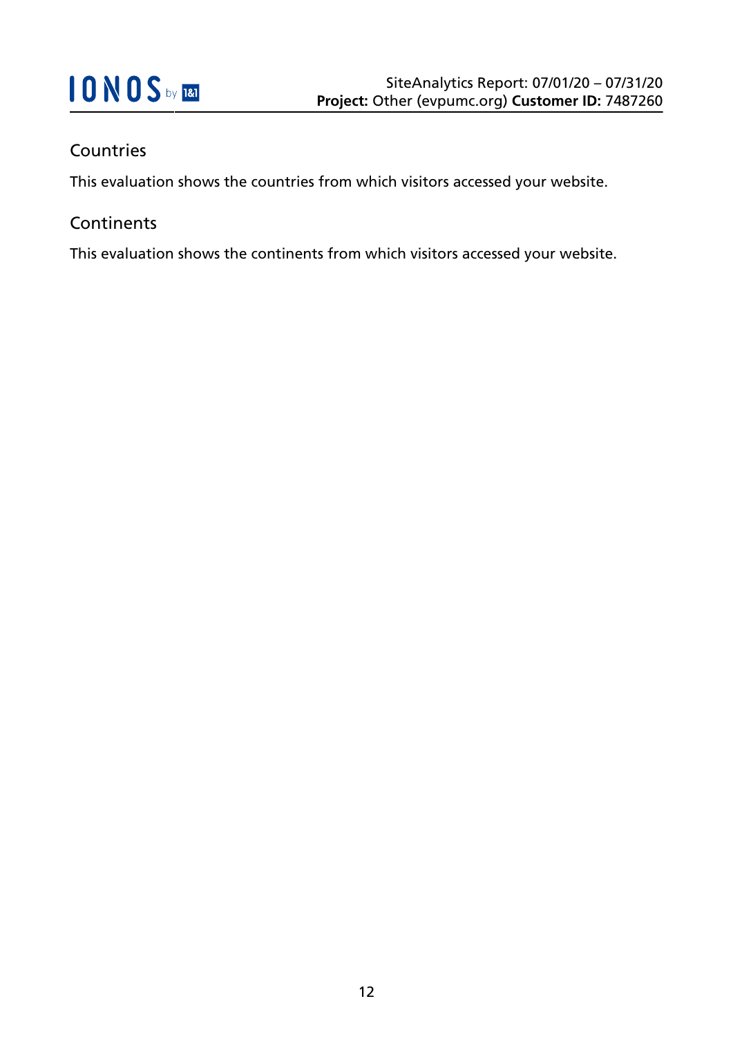## Countries

This evaluation shows the countries from which visitors accessed your website.

## Continents

This evaluation shows the continents from which visitors accessed your website.